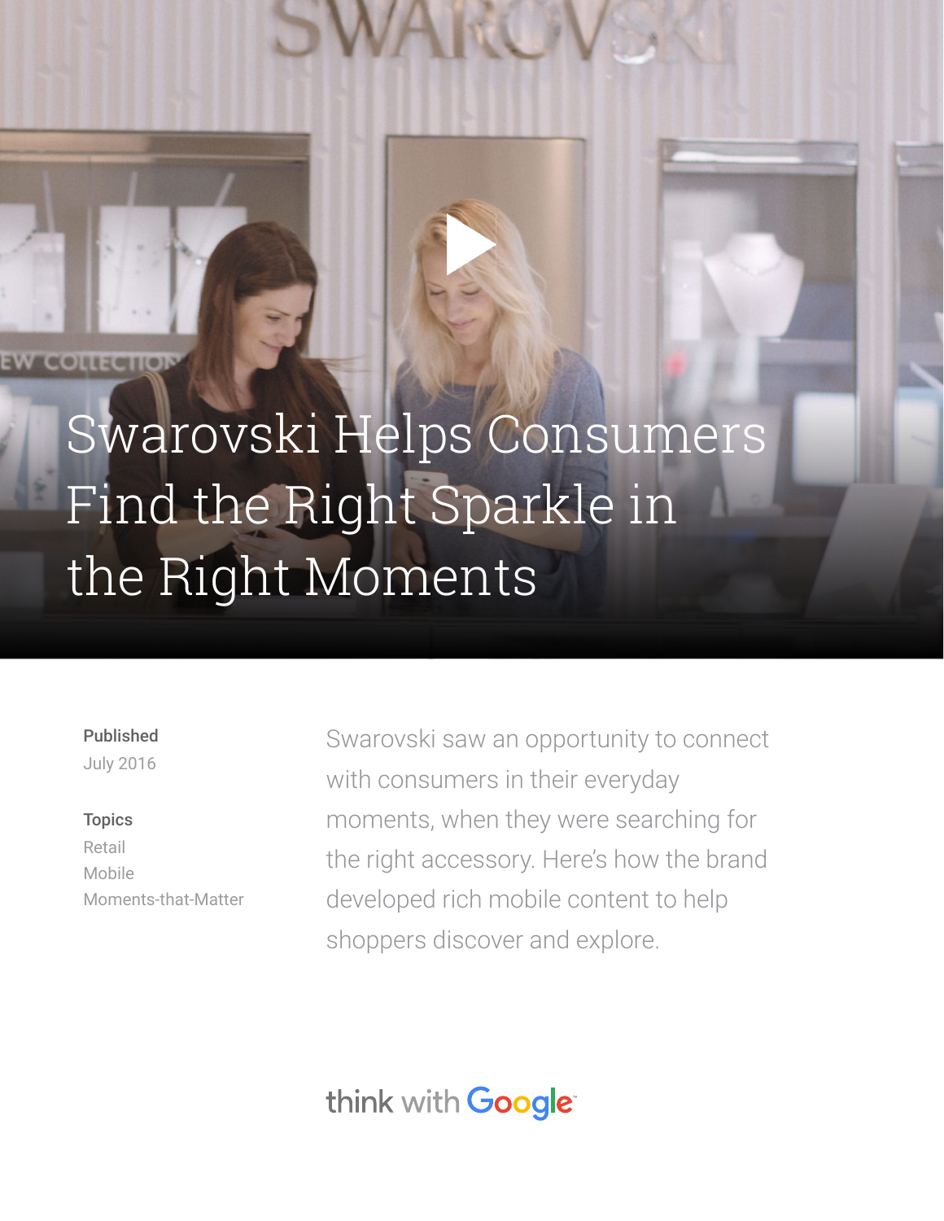# Swarovski Helps Consumers Find the Right Sparkle in the Right Moments

**Published**
July 2016

**Topics**
Retail
Mobile
Moments-that-Matter

Swarovski saw an opportunity to connect with consumers in their everyday moments, when they were searching for the right accessory. Here's how the brand developed rich mobile content to help shoppers discover and explore.

think with Google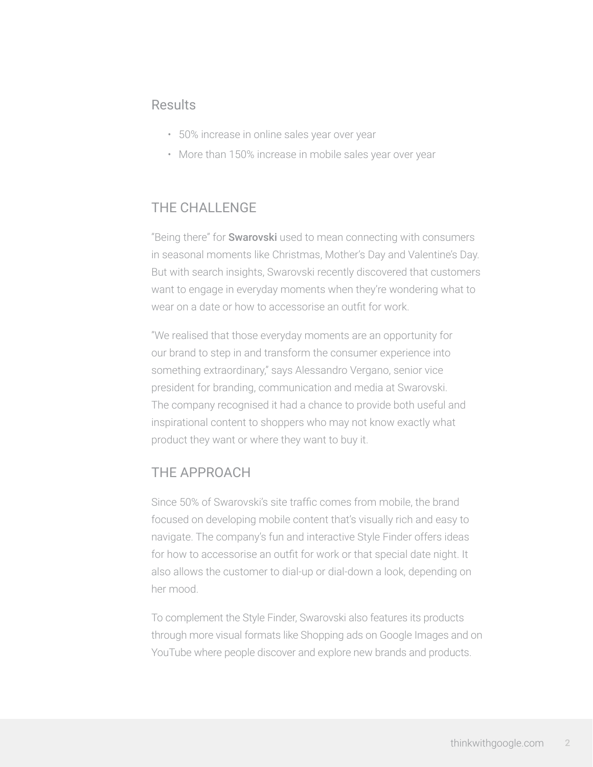## Results

- 50% increase in online sales year over year
- More than 150% increase in mobile sales year over year

## THE CHALLENGE

"Being there" for **Swarovski** used to mean connecting with consumers in seasonal moments like Christmas, Mother's Day and Valentine's Day. But with search insights, Swarovski recently discovered that customers want to engage in everyday moments when they're wondering what to wear on a date or how to accessorise an outfit for work.

"We realised that those everyday moments are an opportunity for our brand to step in and transform the consumer experience into something extraordinary," says Alessandro Vergano, senior vice president for branding, communication and media at Swarovski. The company recognised it had a chance to provide both useful and inspirational content to shoppers who may not know exactly what product they want or where they want to buy it.

## THE APPROACH

Since 50% of Swarovski's site traffic comes from mobile, the brand focused on developing mobile content that's visually rich and easy to navigate. The company's fun and interactive Style Finder offers ideas for how to accessorise an outfit for work or that special date night. It also allows the customer to dial-up or dial-down a look, depending on her mood.

To complement the Style Finder, Swarovski also features its products through more visual formats like Shopping ads on Google Images and on YouTube where people discover and explore new brands and products.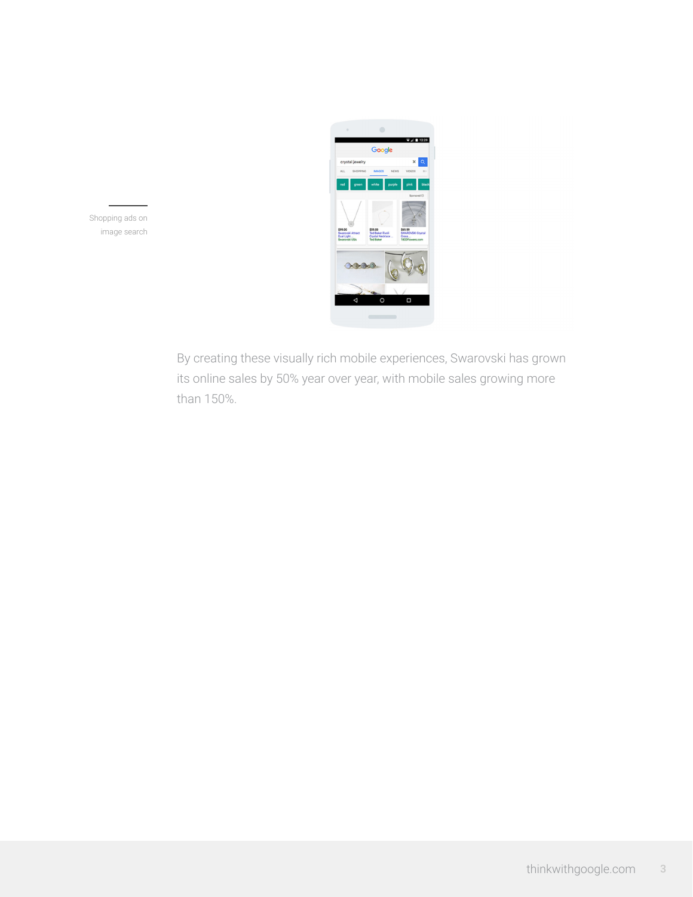Shopping ads on image search

By creating these visually rich mobile experiences, Swarovski has grown its online sales by 50% year over year, with mobile sales growing more than 150%.